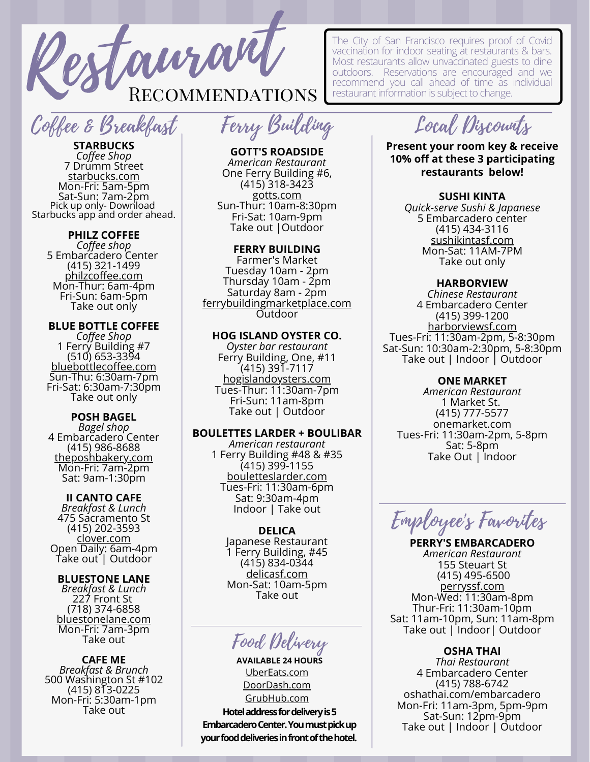# Restaurant Recommendations

The City of San Francisco requires proof of Covid vaccination for indoor seating at restaurants & bars. Most restaurants allow unvaccinated guests to dine outdoors. Reservations are encouraged and we recommend you call ahead of time as individual restaurant information is subject to change.

## Coffee & Breakfast

**STARBUCKS**
*Coffee Shop*
7 Drumm Street
starbucks.com
Mon-Fri: 5am-5pm
Sat-Sun: 7am-2pm
Pick up only- Download Starbucks app and order ahead.

**PHILZ COFFEE**
*Coffee shop*
5 Embarcadero Center
(415) 321-1499
philzcoffee.com
Mon-Thur: 6am-4pm
Fri-Sun: 6am-5pm
Take out only

**BLUE BOTTLE COFFEE**
*Coffee Shop*
1 Ferry Building #7
(510) 653-3394
bluebottlecoffee.com
Sun-Thu: 6:30am-7pm
Fri-Sat: 6:30am-7:30pm
Take out only

**POSH BAGEL**
*Bagel shop*
4 Embarcadero Center
(415) 986-8688
theposhbakery.com
Mon-Fri: 7am-2pm
Sat: 9am-1:30pm

**II CANTO CAFE**
*Breakfast & Lunch*
475 Sacramento St
(415) 202-3593
clover.com
Open Daily: 6am-4pm
Take out | Outdoor

**BLUESTONE LANE**
*Breakfast & Lunch*
227 Front St
(718) 374-6858
bluestonelane.com
Mon-Fri: 7am-3pm
Take out

**CAFE ME**
*Breakfast & Brunch*
500 Washington St #102
(415) 813-0225
Mon-Fri: 5:30am-1pm
Take out

## Ferry Building

**GOTT'S ROADSIDE**
*American Restaurant*
One Ferry Building #6,
(415) 318-3423
gotts.com
Sun-Thur: 10am-8:30pm
Fri-Sat: 10am-9pm
Take out |Outdoor

**FERRY BUILDING**
Farmer's Market
Tuesday 10am - 2pm
Thursday 10am - 2pm
Saturday 8am - 2pm
ferrybuildingmarketplace.com
Outdoor

**HOG ISLAND OYSTER CO.**
*Oyster bar restaurant*
Ferry Building, One, #11
(415) 391-7117
hogislandoysters.com
Tues-Thur: 11:30am-7pm
Fri-Sun: 11am-8pm
Take out | Outdoor

**BOULETTES LARDER + BOULIBAR**
*American restaurant*
1 Ferry Building #48 & #35
(415) 399-1155
bouletteslarder.com
Tues-Fri: 11:30am-6pm
Sat: 9:30am-4pm
Indoor | Take out

**DELICA**
Japanese Restaurant
1 Ferry Building, #45
(415) 834-0344
delicasf.com
Mon-Sat: 10am-5pm
Take out

## Food Delivery

**AVAILABLE 24 HOURS**
UberEats.com
DoorDash.com
GrubHub.com

**Hotel address for delivery is 5 Embarcadero Center. You must pick up your food deliveries in front of the hotel.**

## Local Discounts

**Present your room key & receive 10% off at these 3 participating restaurants below!**

**SUSHI KINTA**
*Quick-serve Sushi & Japanese*
5 Embarcadero center
(415) 434-3116
sushikintasf.com
Mon-Sat: 11AM-7PM
Take out only

**HARBORVIEW**
*Chinese Restaurant*
4 Embarcadero Center
(415) 399-1200
harborviewsf.com
Tues-Fri: 11:30am-2pm, 5-8:30pm
Sat-Sun: 10:30am-2:30pm, 5-8:30pm
Take out | Indoor | Outdoor

**ONE MARKET**
*American Restaurant*
1 Market St.
(415) 777-5577
onemarket.com
Tues-Fri: 11:30am-2pm, 5-8pm
Sat: 5-8pm
Take Out | Indoor

## Employee's Favorites

**PERRY'S EMBARCADERO**
*American Restaurant*
155 Steuart St
(415) 495-6500
perryssf.com
Mon-Wed: 11:30am-8pm
Thur-Fri: 11:30am-10pm
Sat: 11am-10pm, Sun: 11am-8pm
Take out | Indoor| Outdoor

**OSHA THAI**
*Thai Restaurant*
4 Embarcadero Center
(415) 788-6742
oshathai.com/embarcadero
Mon-Fri: 11am-3pm, 5pm-9pm
Sat-Sun: 12pm-9pm
Take out | Indoor | Outdoor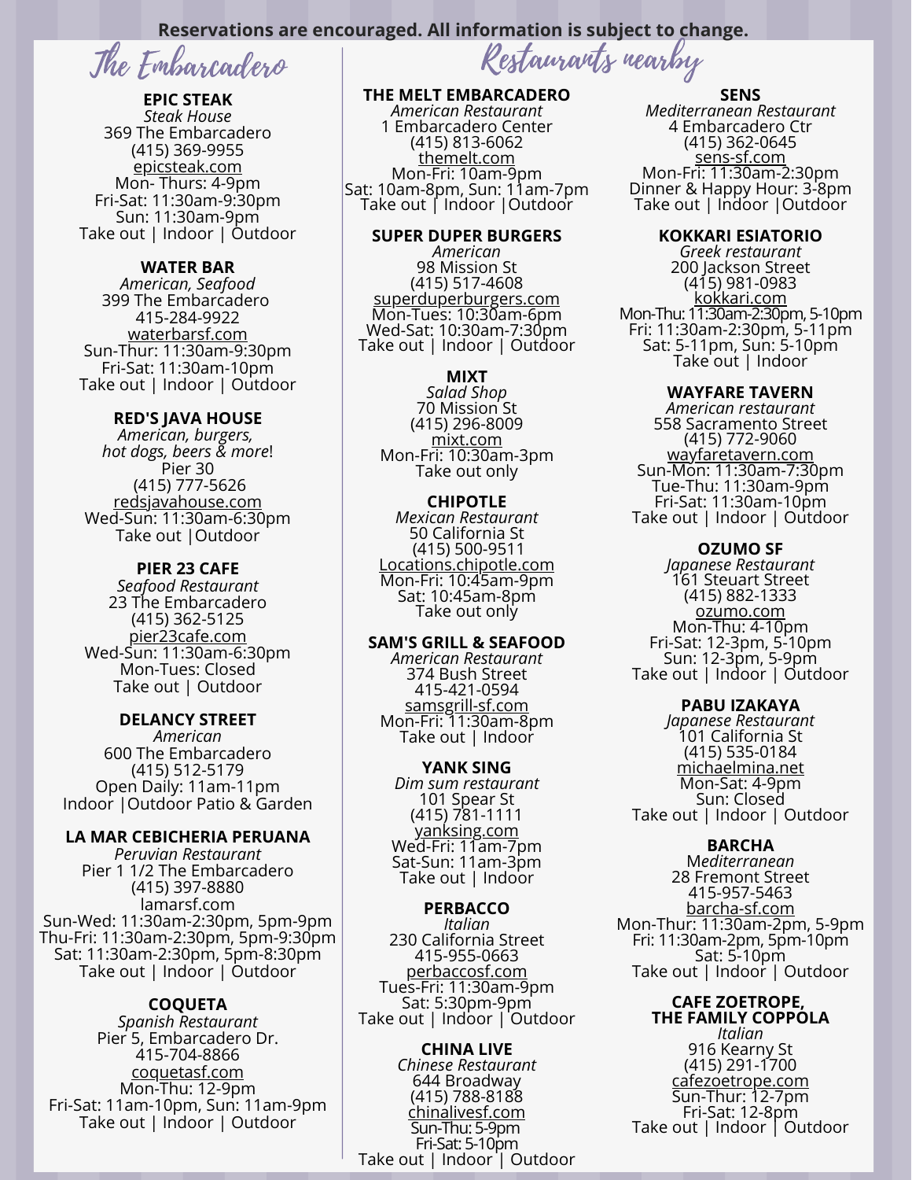**Reservations are encouraged. All information is subject to change.**

## The Embarcadero

**EPIC STEAK**
*Steak House*
369 The Embarcadero
(415) 369-9955
epicsteak.com
Mon- Thurs: 4-9pm
Fri-Sat: 11:30am-9:30pm
Sun: 11:30am-9pm
Take out | Indoor | Outdoor

**WATER BAR**
*American, Seafood*
399 The Embarcadero
415-284-9922
waterbarsf.com
Sun-Thur: 11:30am-9:30pm
Fri-Sat: 11:30am-10pm
Take out | Indoor | Outdoor

**RED'S JAVA HOUSE**
*American, burgers, hot dogs, beers & more*!
Pier 30
(415) 777-5626
redsjavahouse.com
Wed-Sun: 11:30am-6:30pm
Take out |Outdoor

**PIER 23 CAFE**
*Seafood Restaurant*
23 The Embarcadero
(415) 362-5125
pier23cafe.com
Wed-Sun: 11:30am-6:30pm
Mon-Tues: Closed
Take out | Outdoor

**DELANCY STREET**
*American*
600 The Embarcadero
(415) 512-5179
Open Daily: 11am-11pm
Indoor |Outdoor Patio & Garden

**LA MAR CEBICHERIA PERUANA**
*Peruvian Restaurant*
Pier 1 1/2 The Embarcadero
(415) 397-8880
lamarsf.com
Sun-Wed: 11:30am-2:30pm, 5pm-9pm
Thu-Fri: 11:30am-2:30pm, 5pm-9:30pm
Sat: 11:30am-2:30pm, 5pm-8:30pm
Take out | Indoor | Outdoor

**COQUETA**
*Spanish Restaurant*
Pier 5, Embarcadero Dr.
415-704-8866
coquetasf.com
Mon-Thu: 12-9pm
Fri-Sat: 11am-10pm, Sun: 11am-9pm
Take out | Indoor | Outdoor

## Restaurants nearby

**THE MELT EMBARCADERO**
*American Restaurant*
1 Embarcadero Center
(415) 813-6062
themelt.com
Mon-Fri: 10am-9pm
Sat: 10am-8pm, Sun: 11am-7pm
Take out | Indoor |Outdoor

**SUPER DUPER BURGERS**
*American*
98 Mission St
(415) 517-4608
superduperburgers.com
Mon-Tues: 10:30am-6pm
Wed-Sat: 10:30am-7:30pm
Take out | Indoor | Outdoor

**MIXT**
*Salad Shop*
70 Mission St
(415) 296-8009
mixt.com
Mon-Fri: 10:30am-3pm
Take out only

**CHIPOTLE**
*Mexican Restaurant*
50 California St
(415) 500-9511
Locations.chipotle.com
Mon-Fri: 10:45am-9pm
Sat: 10:45am-8pm
Take out only

**SAM'S GRILL & SEAFOOD**
*American Restaurant*
374 Bush Street
415-421-0594
samsgrill-sf.com
Mon-Fri: 11:30am-8pm
Take out | Indoor

**YANK SING**
*Dim sum restaurant*
101 Spear St
(415) 781-1111
yanksing.com
Wed-Fri: 11am-7pm
Sat-Sun: 11am-3pm
Take out | Indoor

**PERBACCO**
*Italian*
230 California Street
415-955-0663
perbaccosf.com
Tues-Fri: 11:30am-9pm
Sat: 5:30pm-9pm
Take out | Indoor | Outdoor

**CHINA LIVE**
*Chinese Restaurant*
644 Broadway
(415) 788-8188
chinalivesf.com
Sun-Thu: 5-9pm
Fri-Sat: 5-10pm
Take out | Indoor | Outdoor

**SENS**
*Mediterranean Restaurant*
4 Embarcadero Ctr
(415) 362-0645
sens-sf.com
Mon-Fri: 11:30am-2:30pm
Dinner & Happy Hour: 3-8pm
Take out | Indoor |Outdoor

**KOKKARI ESIATORIO**
*Greek restaurant*
200 Jackson Street
(415) 981-0983
kokkari.com
Mon-Thu: 11:30am-2:30pm, 5-10pm
Fri: 11:30am-2:30pm, 5-11pm
Sat: 5-11pm, Sun: 5-10pm
Take out | Indoor

**WAYFARE TAVERN**
*American restaurant*
558 Sacramento Street
(415) 772-9060
wayfaretavern.com
Sun-Mon: 11:30am-7:30pm
Tue-Thu: 11:30am-9pm
Fri-Sat: 11:30am-10pm
Take out | Indoor | Outdoor

**OZUMO SF**
*Japanese Restaurant*
161 Steuart Street
(415) 882-1333
ozumo.com
Mon-Thu: 4-10pm
Fri-Sat: 12-3pm, 5-10pm
Sun: 12-3pm, 5-9pm
Take out | Indoor | Outdoor

**PABU IZAKAYA**
*Japanese Restaurant*
101 California St
(415) 535-0184
michaelmina.net
Mon-Sat: 4-9pm
Sun: Closed
Take out | Indoor | Outdoor

**BARCHA**
Mediterranean
28 Fremont Street
415-957-5463
barcha-sf.com
Mon-Thur: 11:30am-2pm, 5-9pm
Fri: 11:30am-2pm, 5pm-10pm
Sat: 5-10pm
Take out | Indoor | Outdoor

**CAFE ZOETROPE, THE FAMILY COPPOLA**
*Italian*
916 Kearny St
(415) 291-1700
cafezoetrope.com
Sun-Thur: 12-7pm
Fri-Sat: 12-8pm
Take out | Indoor | Outdoor